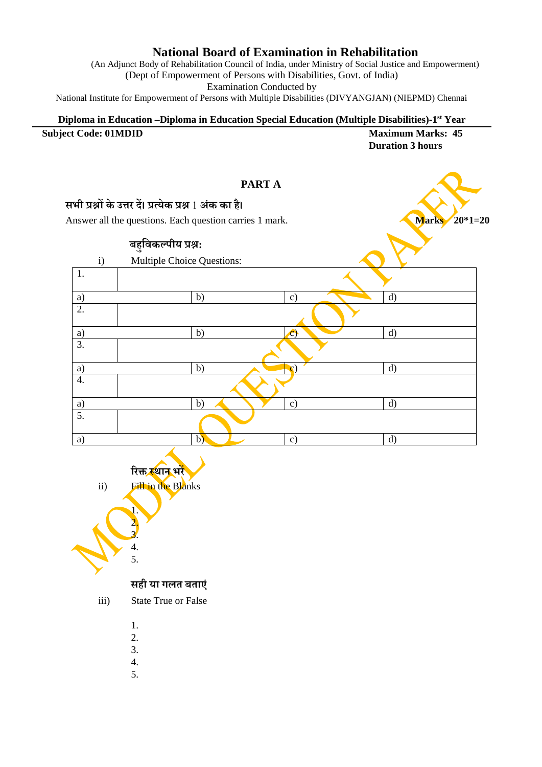# National Board of Examination in Rehabilitation

(An Adjunct Body of Rehabilitation Council of India, under Ministry of Social Justice and Empowerment)
(Dept of Empowerment of Persons with Disabilities, Govt. of India)
Examination Conducted by
National Institute for Empowerment of Persons with Multiple Disabilities (DIVYANGJAN) (NIEPMD) Chennai

**Diploma in Education –Diploma in Education Special Education (Multiple Disabilities)-1st Year**

**Subject Code: 01MDID** | **Maximum Marks: 45**
**Duration 3 hours**

MODEL QUESTION PAPER

## PART A

**सभी प्रश्नों के उत्तर दें। प्रत्येक प्रश्न 1 अंक का है।**

Answer all the questions. Each question carries 1 mark. **Marks 20*1=20**

**बहुविकल्पीय प्रश्न:**

i) Multiple Choice Questions:

| 1. | | | |
|---|---|---|---|
| a) | b) | c) | d) |
| 2. | | | |
| a) | b) | c) | d) |
| 3. | | | |
| a) | b) | c) | d) |
| 4. | | | |
| a) | b) | c) | d) |
| 5. | | | |
| a) | b) | c) | d) |

**रिक्त स्थान भरें**

ii) Fill in the Blanks

1.
2.
3.
4.
5.

**सही या गलत बताएं**

iii) State True or False

1.
2.
3.
4.
5.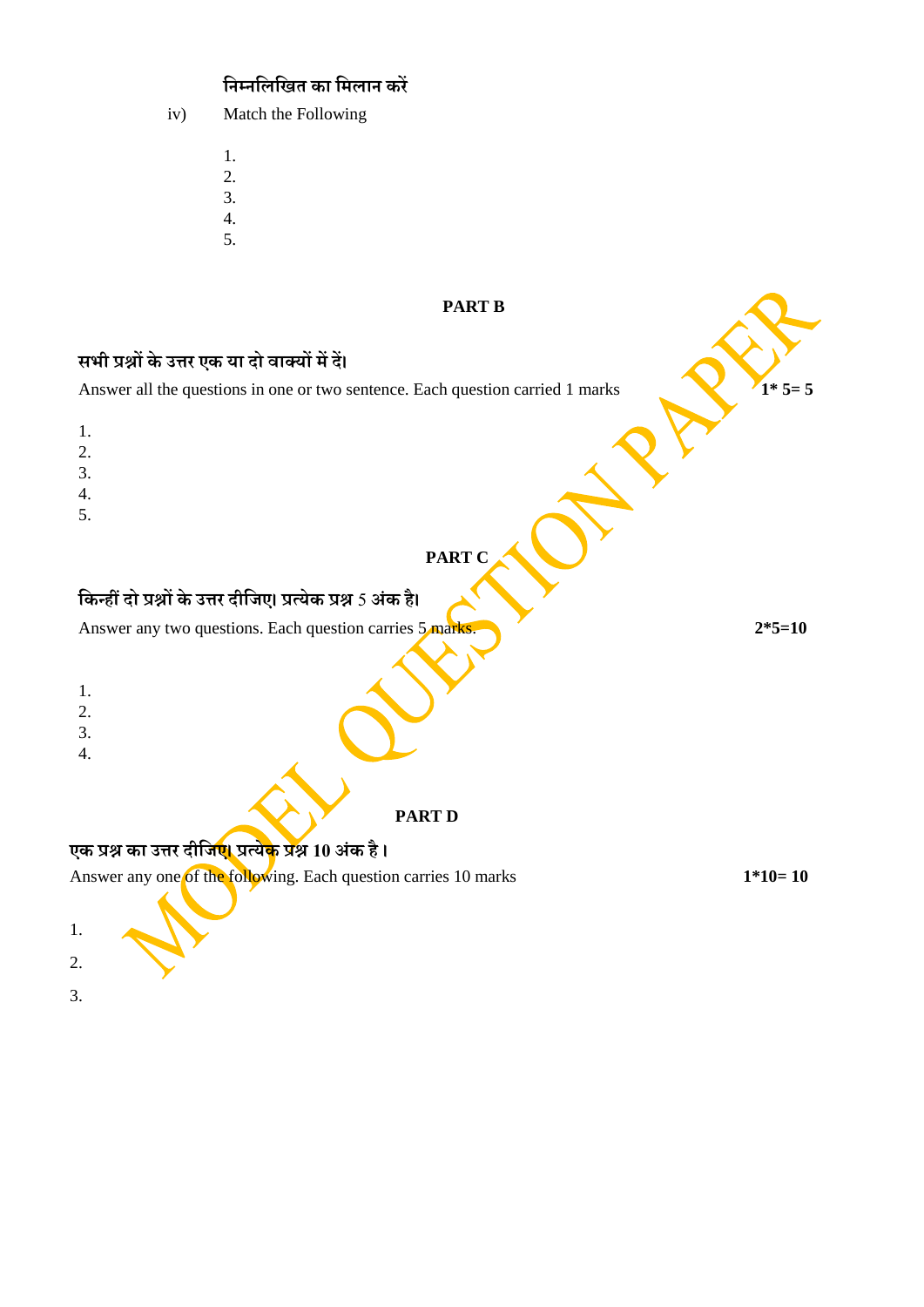निम्नलिखित का मिलान करें

iv) Match the Following

1.
2.
3.
4.
5.

## PART B

**सभी प्रश्नों के उत्तर एक या दो वाक्यों में दें।**

Answer all the questions in one or two sentence. Each question carried 1 marks **1* 5= 5**

1.
2.
3.
4.
5.

## PART C

**किन्हीं दो प्रश्नों के उत्तर दीजिए। प्रत्येक प्रश्न 5 अंक है।**

Answer any two questions. Each question carries 5 marks. **2*5=10**

1.
2.
3.
4.

## PART D

**एक प्रश्न का उत्तर दीजिए। प्रत्येक प्रश्न 10 अंक है।**

Answer any one of the following. Each question carries 10 marks **1*10= 10**

1.
2.
3.

MODEL QUESTION PAPER